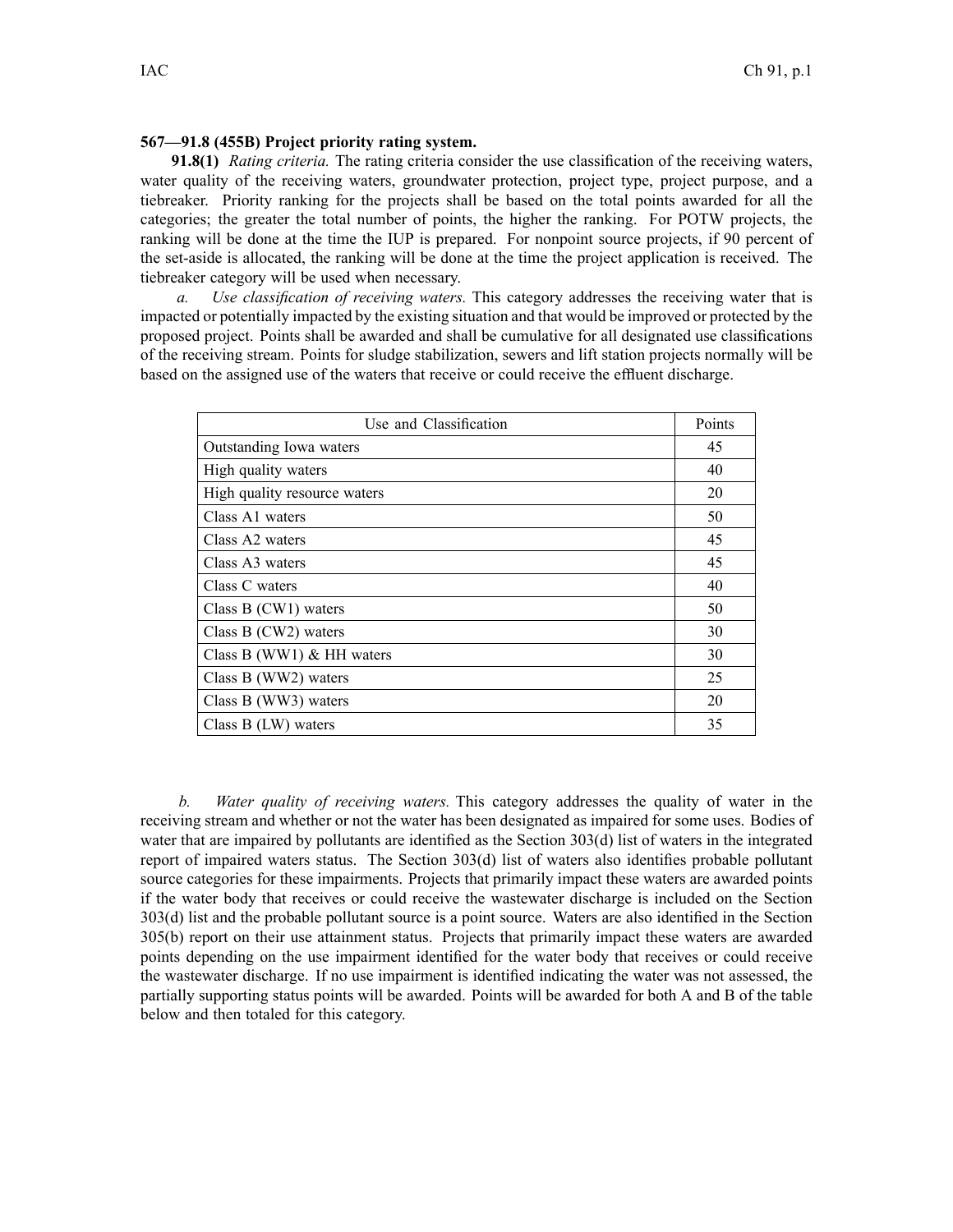**567—91.8 (455B) Project priority rating system.**

**91.8(1)** *Rating criteria.* The rating criteria consider the use classification of the receiving waters, water quality of the receiving waters, groundwater protection, project type, project purpose, and a tiebreaker. Priority ranking for the projects shall be based on the total points awarded for all the categories; the greater the total number of points, the higher the ranking. For POTW projects, the ranking will be done at the time the IUP is prepared. For nonpoint source projects, if 90 percent of the set-aside is allocated, the ranking will be done at the time the project application is received. The tiebreaker category will be used when necessary.

*a.* *Use classification of receiving waters.* This category addresses the receiving water that is impacted or potentially impacted by the existing situation and that would be improved or protected by the proposed project. Points shall be awarded and shall be cumulative for all designated use classifications of the receiving stream. Points for sludge stabilization, sewers and lift station projects normally will be based on the assigned use of the waters that receive or could receive the effluent discharge.

| Use and Classification | Points |
|---|---|
| Outstanding Iowa waters | 45 |
| High quality waters | 40 |
| High quality resource waters | 20 |
| Class A1 waters | 50 |
| Class A2 waters | 45 |
| Class A3 waters | 45 |
| Class C waters | 40 |
| Class B (CW1) waters | 50 |
| Class B (CW2) waters | 30 |
| Class B (WW1) & HH waters | 30 |
| Class B (WW2) waters | 25 |
| Class B (WW3) waters | 20 |
| Class B (LW) waters | 35 |

*b.* *Water quality of receiving waters.* This category addresses the quality of water in the receiving stream and whether or not the water has been designated as impaired for some uses. Bodies of water that are impaired by pollutants are identified as the Section 303(d) list of waters in the integrated report of impaired waters status. The Section 303(d) list of waters also identifies probable pollutant source categories for these impairments. Projects that primarily impact these waters are awarded points if the water body that receives or could receive the wastewater discharge is included on the Section 303(d) list and the probable pollutant source is a point source. Waters are also identified in the Section 305(b) report on their use attainment status. Projects that primarily impact these waters are awarded points depending on the use impairment identified for the water body that receives or could receive the wastewater discharge. If no use impairment is identified indicating the water was not assessed, the partially supporting status points will be awarded. Points will be awarded for both A and B of the table below and then totaled for this category.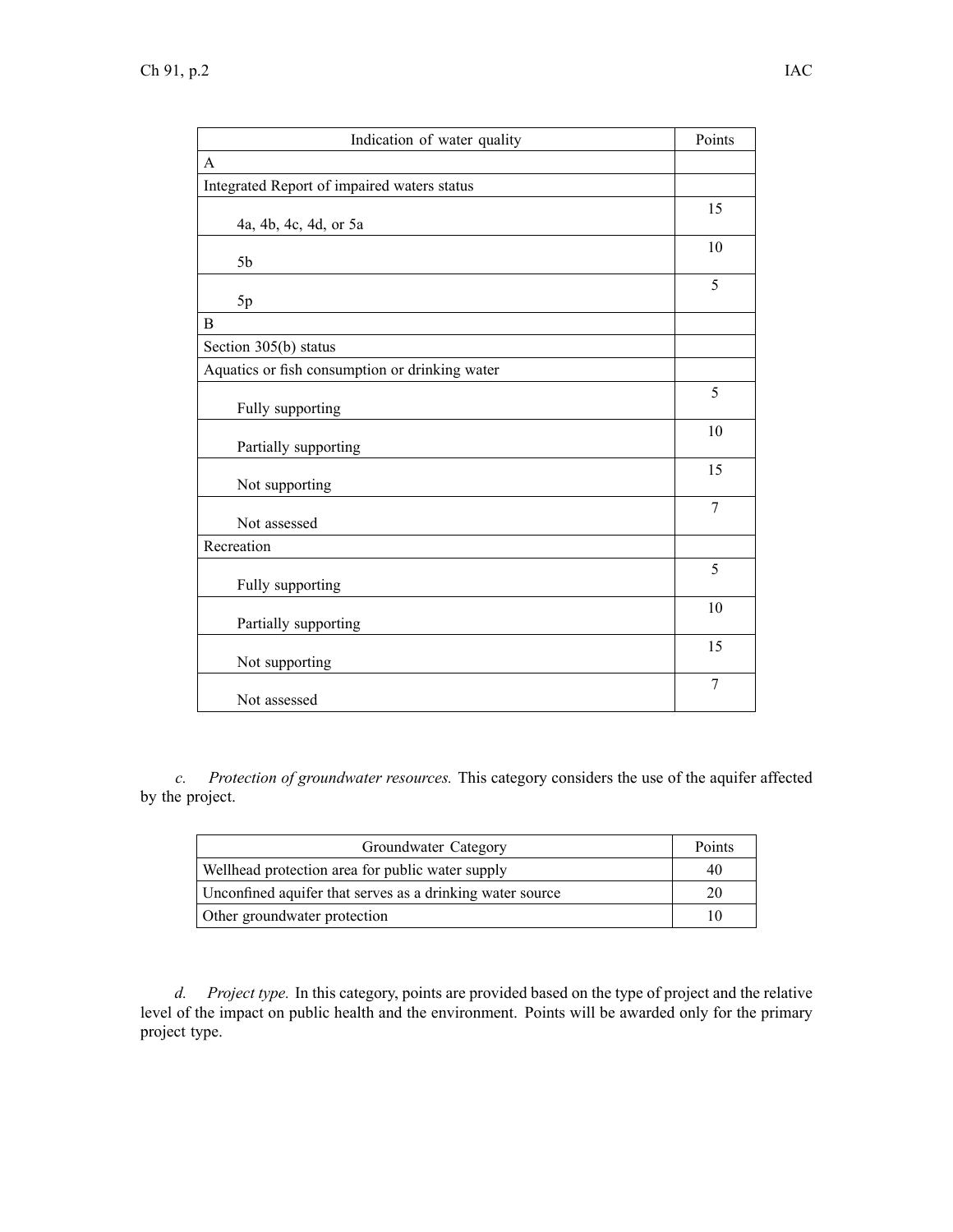| Indication of water quality | Points |
|---|---|
| A | |
| Integrated Report of impaired waters status | |
| 4a, 4b, 4c, 4d, or 5a | 15 |
| 5b | 10 |
| 5p | 5 |
| B | |
| Section 305(b) status | |
| Aquatics or fish consumption or drinking water | |
| Fully supporting | 5 |
| Partially supporting | 10 |
| Not supporting | 15 |
| Not assessed | 7 |
| Recreation | |
| Fully supporting | 5 |
| Partially supporting | 10 |
| Not supporting | 15 |
| Not assessed | 7 |

*c. Protection of groundwater resources.* This category considers the use of the aquifer affected by the project.

| Groundwater Category | Points |
|---|---|
| Wellhead protection area for public water supply | 40 |
| Unconfined aquifer that serves as a drinking water source | 20 |
| Other groundwater protection | 10 |

*d. Project type.* In this category, points are provided based on the type of project and the relative level of the impact on public health and the environment. Points will be awarded only for the primary project type.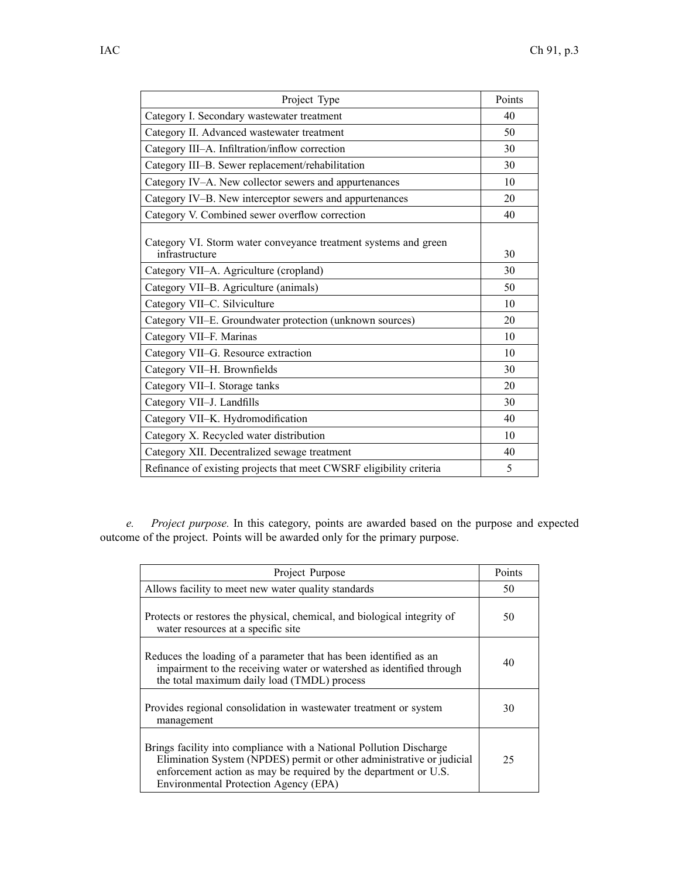| Project Type | Points |
|---|---|
| Category I. Secondary wastewater treatment | 40 |
| Category II. Advanced wastewater treatment | 50 |
| Category III–A. Infiltration/inflow correction | 30 |
| Category III–B. Sewer replacement/rehabilitation | 30 |
| Category IV–A. New collector sewers and appurtenances | 10 |
| Category IV–B. New interceptor sewers and appurtenances | 20 |
| Category V. Combined sewer overflow correction | 40 |
| Category VI. Storm water conveyance treatment systems and green infrastructure | 30 |
| Category VII–A. Agriculture (cropland) | 30 |
| Category VII–B. Agriculture (animals) | 50 |
| Category VII–C. Silviculture | 10 |
| Category VII–E. Groundwater protection (unknown sources) | 20 |
| Category VII–F. Marinas | 10 |
| Category VII–G. Resource extraction | 10 |
| Category VII–H. Brownfields | 30 |
| Category VII–I. Storage tanks | 20 |
| Category VII–J. Landfills | 30 |
| Category VII–K. Hydromodification | 40 |
| Category X. Recycled water distribution | 10 |
| Category XII. Decentralized sewage treatment | 40 |
| Refinance of existing projects that meet CWSRF eligibility criteria | 5 |

*e. Project purpose.* In this category, points are awarded based on the purpose and expected outcome of the project. Points will be awarded only for the primary purpose.

| Project Purpose | Points |
|---|---|
| Allows facility to meet new water quality standards | 50 |
| Protects or restores the physical, chemical, and biological integrity of water resources at a specific site | 50 |
| Reduces the loading of a parameter that has been identified as an impairment to the receiving water or watershed as identified through the total maximum daily load (TMDL) process | 40 |
| Provides regional consolidation in wastewater treatment or system management | 30 |
| Brings facility into compliance with a National Pollution Discharge Elimination System (NPDES) permit or other administrative or judicial enforcement action as may be required by the department or U.S. Environmental Protection Agency (EPA) | 25 |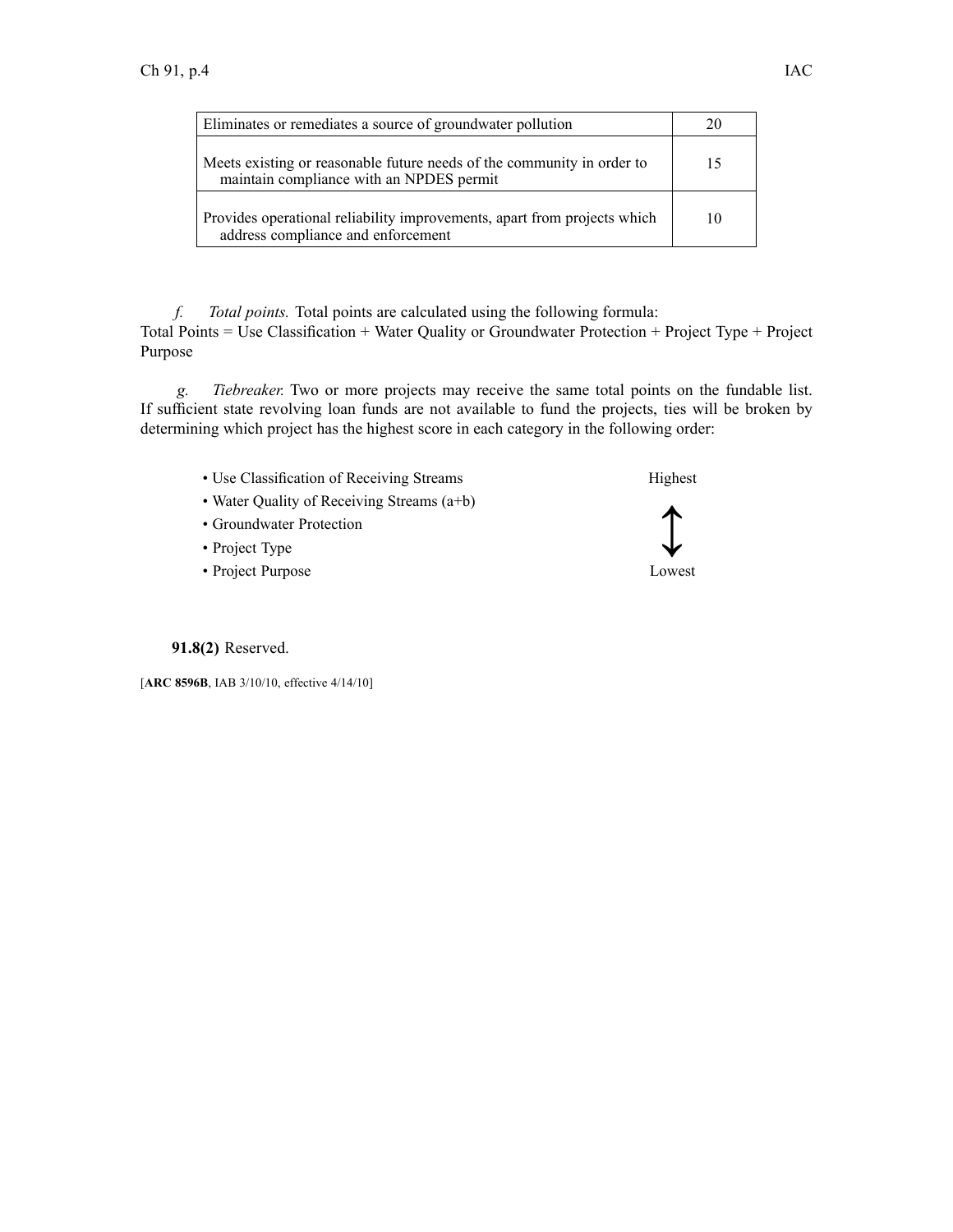| | |
|---|---|
| Eliminates or remediates a source of groundwater pollution | 20 |
| Meets existing or reasonable future needs of the community in order to maintain compliance with an NPDES permit | 15 |
| Provides operational reliability improvements, apart from projects which address compliance and enforcement | 10 |

*f.* *Total points.* Total points are calculated using the following formula:
Total Points = Use Classification + Water Quality or Groundwater Protection + Project Type + Project Purpose

*g.* *Tiebreaker.* Two or more projects may receive the same total points on the fundable list. If sufficient state revolving loan funds are not available to fund the projects, ties will be broken by determining which project has the highest score in each category in the following order:

- Use Classification of Receiving Streams — Highest
- Water Quality of Receiving Streams (a+b)
- Groundwater Protection
- Project Type
- Project Purpose — Lowest

**91.8(2)** Reserved.

[**ARC 8596B**, IAB 3/10/10, effective 4/14/10]